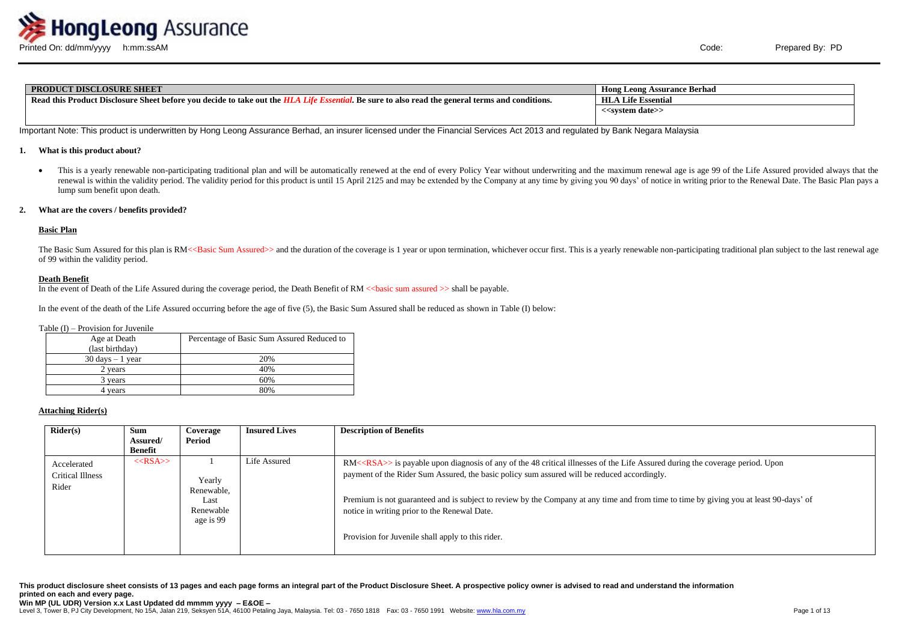| PRODUCT DISCLOSURE SHEET | Hong Leong Assurance Berhad |
| --- | --- |
| Read this Product Disclosure Sheet before you decide to take out the *HLA Life Essential*. Be sure to also read the general terms and conditions. | HLA Life Essential |
| | <<system date>> |

Important Note: This product is underwritten by Hong Leong Assurance Berhad, an insurer licensed under the Financial Services Act 2013 and regulated by Bank Negara Malaysia

## 1. What is this product about?

- This is a yearly renewable non-participating traditional plan and will be automatically renewed at the end of every Policy Year without underwriting and the maximum renewal age is age 99 of the Life Assured provided always that the renewal is within the validity period. The validity period for this product is until 15 April 2125 and may be extended by the Company at any time by giving you 90 days' of notice in writing prior to the Renewal Date. The Basic Plan pays a lump sum benefit upon death.

## 2. What are the covers / benefits provided?

### Basic Plan

The Basic Sum Assured for this plan is RM<<Basic Sum Assured>> and the duration of the coverage is 1 year or upon termination, whichever occur first. This is a yearly renewable non-participating traditional plan subject to the last renewal age of 99 within the validity period.

### Death Benefit

In the event of Death of the Life Assured during the coverage period, the Death Benefit of RM <<basic sum assured >> shall be payable.

In the event of the death of the Life Assured occurring before the age of five (5), the Basic Sum Assured shall be reduced as shown in Table (I) below:

Table (I) – Provision for Juvenile

| Age at Death (last birthday) | Percentage of Basic Sum Assured Reduced to |
| --- | --- |
| 30 days – 1 year | 20% |
| 2 years | 40% |
| 3 years | 60% |
| 4 years | 80% |

### Attaching Rider(s)

| Rider(s) | Sum Assured/ Benefit | Coverage Period | Insured Lives | Description of Benefits |
| --- | --- | --- | --- | --- |
| Accelerated Critical Illness Rider | <<RSA>> | 1 Yearly Renewable, Last Renewable age is 99 | Life Assured | RM<<RSA>> is payable upon diagnosis of any of the 48 critical illnesses of the Life Assured during the coverage period. Upon payment of the Rider Sum Assured, the basic policy sum assured will be reduced accordingly.<br><br>Premium is not guaranteed and is subject to review by the Company at any time and from time to time by giving you at least 90-days' of notice in writing prior to the Renewal Date.<br><br>Provision for Juvenile shall apply to this rider. |

**This product disclosure sheet consists of 13 pages and each page forms an integral part of the Product Disclosure Sheet. A prospective policy owner is advised to read and understand the information printed on each and every page.**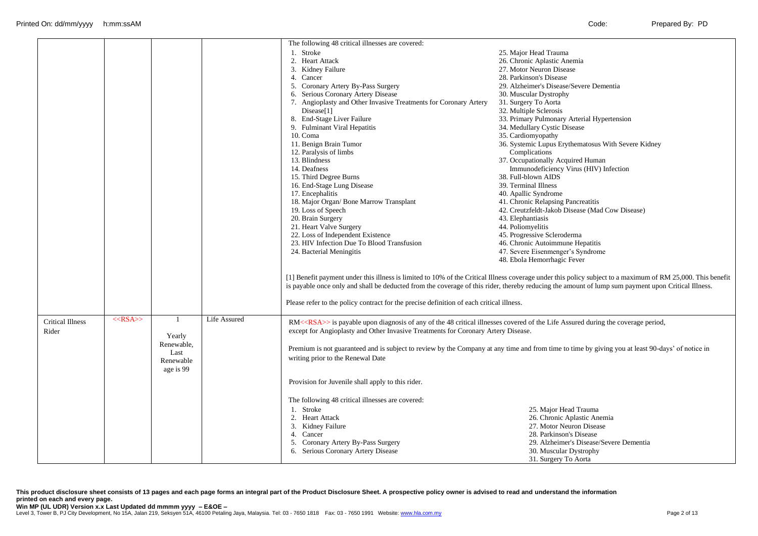| | | | | |
|---|---|---|---|---|
| | | | | The following 48 critical illnesses are covered:<br><br>1. Stroke<br>2. Heart Attack<br>3. Kidney Failure<br>4. Cancer<br>5. Coronary Artery By-Pass Surgery<br>6. Serious Coronary Artery Disease<br>7. Angioplasty and Other Invasive Treatments for Coronary Artery Disease[1]<br>8. End-Stage Liver Failure<br>9. Fulminant Viral Hepatitis<br>10. Coma<br>11. Benign Brain Tumor<br>12. Paralysis of limbs<br>13. Blindness<br>14. Deafness<br>15. Third Degree Burns<br>16. End-Stage Lung Disease<br>17. Encephalitis<br>18. Major Organ/ Bone Marrow Transplant<br>19. Loss of Speech<br>20. Brain Surgery<br>21. Heart Valve Surgery<br>22. Loss of Independent Existence<br>23. HIV Infection Due To Blood Transfusion<br>24. Bacterial Meningitis<br>25. Major Head Trauma<br>26. Chronic Aplastic Anemia<br>27. Motor Neuron Disease<br>28. Parkinson's Disease<br>29. Alzheimer's Disease/Severe Dementia<br>30. Muscular Dystrophy<br>31. Surgery To Aorta<br>32. Multiple Sclerosis<br>33. Primary Pulmonary Arterial Hypertension<br>34. Medullary Cystic Disease<br>35. Cardiomyopathy<br>36. Systemic Lupus Erythematosus With Severe Kidney Complications<br>37. Occupationally Acquired Human Immunodeficiency Virus (HIV) Infection<br>38. Full-blown AIDS<br>39. Terminal Illness<br>40. Apallic Syndrome<br>41. Chronic Relapsing Pancreatitis<br>42. Creutzfeldt-Jakob Disease (Mad Cow Disease)<br>43. Elephantiasis<br>44. Poliomyelitis<br>45. Progressive Scleroderma<br>46. Chronic Autoimmune Hepatitis<br>47. Severe Eisenmenger's Syndrome<br>48. Ebola Hemorrhagic Fever<br><br>[1] Benefit payment under this illness is limited to 10% of the Critical Illness coverage under this policy subject to a maximum of RM 25,000. This benefit is payable once only and shall be deducted from the coverage of this rider, thereby reducing the amount of lump sum payment upon Critical Illness.<br><br>Please refer to the policy contract for the precise definition of each critical illness. |
| Critical Illness Rider | <<RSA>> | 1<br><br>Yearly Renewable, Last Renewable age is 99 | Life Assured | RM<<RSA>> is payable upon diagnosis of any of the 48 critical illnesses covered of the Life Assured during the coverage period, except for Angioplasty and Other Invasive Treatments for Coronary Artery Disease.<br><br>Premium is not guaranteed and is subject to review by the Company at any time and from time to time by giving you at least 90-days' of notice in writing prior to the Renewal Date<br><br>Provision for Juvenile shall apply to this rider.<br><br>The following 48 critical illnesses are covered:<br><br>1. Stroke<br>2. Heart Attack<br>3. Kidney Failure<br>4. Cancer<br>5. Coronary Artery By-Pass Surgery<br>6. Serious Coronary Artery Disease<br>25. Major Head Trauma<br>26. Chronic Aplastic Anemia<br>27. Motor Neuron Disease<br>28. Parkinson's Disease<br>29. Alzheimer's Disease/Severe Dementia<br>30. Muscular Dystrophy<br>31. Surgery To Aorta |

**This product disclosure sheet consists of 13 pages and each page forms an integral part of the Product Disclosure Sheet. A prospective policy owner is advised to read and understand the information printed on each and every page.**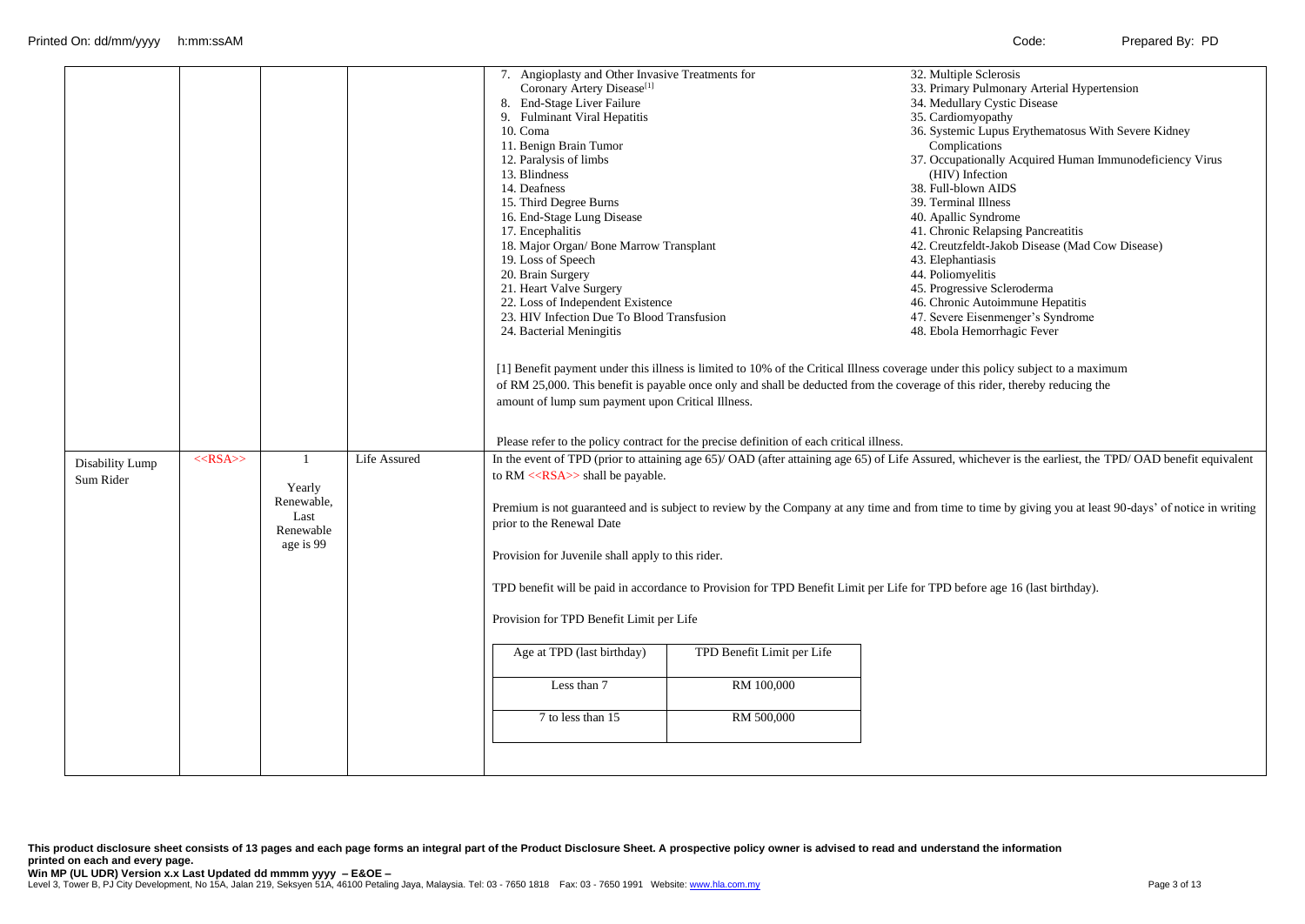| | | | | |
|---|---|---|---|---|
| | | | | 7. Angioplasty and Other Invasive Treatments for Coronary Artery Disease[1]<br>8. End-Stage Liver Failure<br>9. Fulminant Viral Hepatitis<br>10. Coma<br>11. Benign Brain Tumor<br>12. Paralysis of limbs<br>13. Blindness<br>14. Deafness<br>15. Third Degree Burns<br>16. End-Stage Lung Disease<br>17. Encephalitis<br>18. Major Organ/ Bone Marrow Transplant<br>19. Loss of Speech<br>20. Brain Surgery<br>21. Heart Valve Surgery<br>22. Loss of Independent Existence<br>23. HIV Infection Due To Blood Transfusion<br>24. Bacterial Meningitis<br>32. Multiple Sclerosis<br>33. Primary Pulmonary Arterial Hypertension<br>34. Medullary Cystic Disease<br>35. Cardiomyopathy<br>36. Systemic Lupus Erythematosus With Severe Kidney Complications<br>37. Occupationally Acquired Human Immunodeficiency Virus (HIV) Infection<br>38. Full-blown AIDS<br>39. Terminal Illness<br>40. Apallic Syndrome<br>41. Chronic Relapsing Pancreatitis<br>42. Creutzfeldt-Jakob Disease (Mad Cow Disease)<br>43. Elephantiasis<br>44. Poliomyelitis<br>45. Progressive Scleroderma<br>46. Chronic Autoimmune Hepatitis<br>47. Severe Eisenmenger's Syndrome<br>48. Ebola Hemorrhagic Fever<br><br>[1] Benefit payment under this illness is limited to 10% of the Critical Illness coverage under this policy subject to a maximum of RM 25,000. This benefit is payable once only and shall be deducted from the coverage of this rider, thereby reducing the amount of lump sum payment upon Critical Illness.<br><br>Please refer to the policy contract for the precise definition of each critical illness. |
| Disability Lump Sum Rider | <<RSA>> | 1<br><br>Yearly Renewable, Last Renewable age is 99 | Life Assured | In the event of TPD (prior to attaining age 65)/ OAD (after attaining age 65) of Life Assured, whichever is the earliest, the TPD/ OAD benefit equivalent to RM <<RSA>> shall be payable.<br><br>Premium is not guaranteed and is subject to review by the Company at any time and from time to time by giving you at least 90-days' of notice in writing prior to the Renewal Date<br><br>Provision for Juvenile shall apply to this rider.<br><br>TPD benefit will be paid in accordance to Provision for TPD Benefit Limit per Life for TPD before age 16 (last birthday).<br><br>Provision for TPD Benefit Limit per Life<br><br>Age at TPD (last birthday) — TPD Benefit Limit per Life<br>Less than 7 — RM 100,000<br>7 to less than 15 — RM 500,000 |

This product disclosure sheet consists of 13 pages and each page forms an integral part of the Product Disclosure Sheet. A prospective policy owner is advised to read and understand the information printed on each and every page.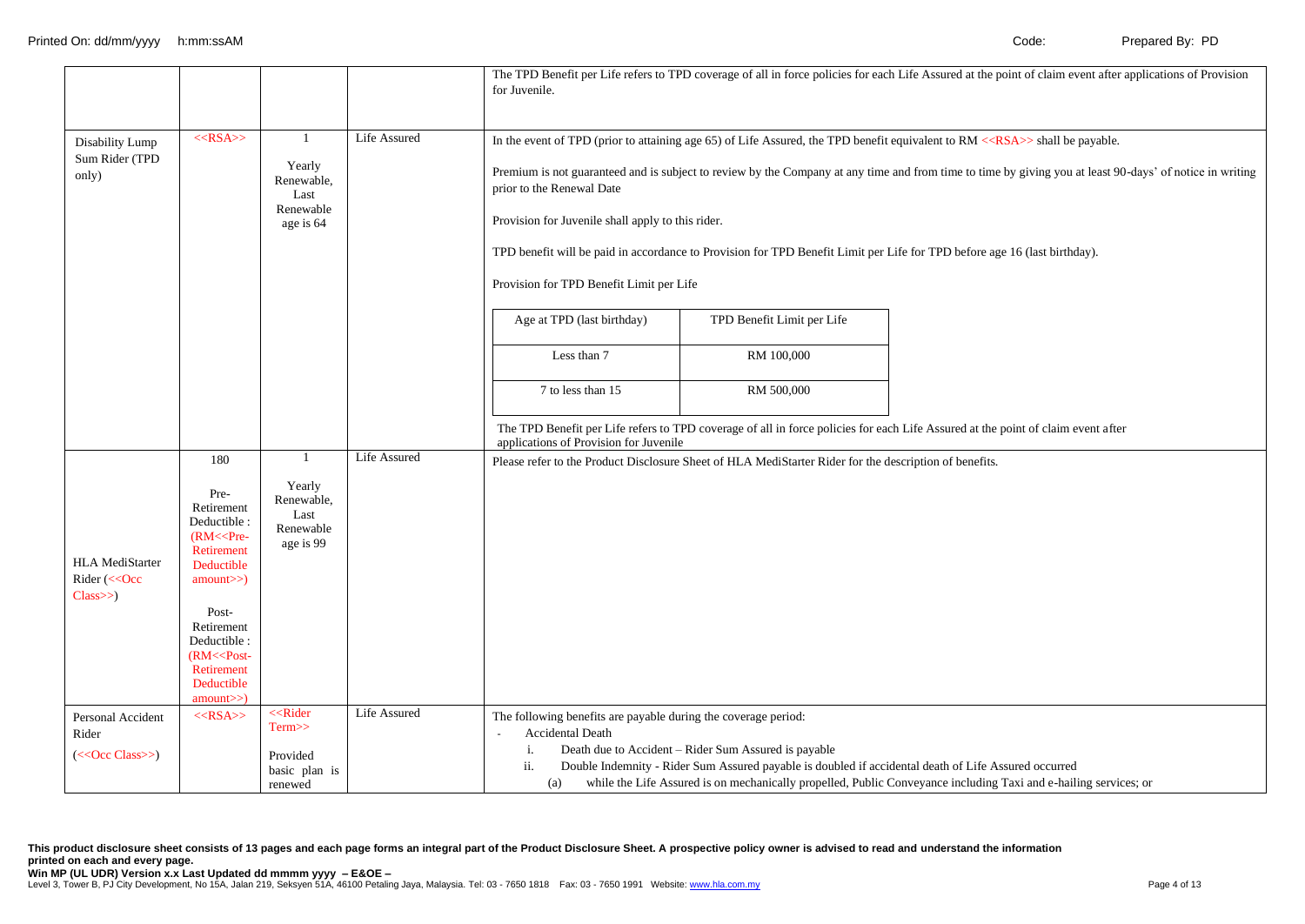| | | | | |
|---|---|---|---|---|
| | | | | The TPD Benefit per Life refers to TPD coverage of all in force policies for each Life Assured at the point of claim event after applications of Provision for Juvenile. |
| Disability Lump Sum Rider (TPD only) | <<RSA>> | 1<br><br>Yearly Renewable, Last Renewable age is 64 | Life Assured | In the event of TPD (prior to attaining age 65) of Life Assured, the TPD benefit equivalent to RM <<RSA>> shall be payable.<br><br>Premium is not guaranteed and is subject to review by the Company at any time and from time to time by giving you at least 90-days' of notice in writing prior to the Renewal Date<br><br>Provision for Juvenile shall apply to this rider.<br><br>TPD benefit will be paid in accordance to Provision for TPD Benefit Limit per Life for TPD before age 16 (last birthday).<br><br>Provision for TPD Benefit Limit per Life<br><br>Age at TPD (last birthday) — TPD Benefit Limit per Life<br>Less than 7 — RM 100,000<br>7 to less than 15 — RM 500,000<br><br>The TPD Benefit per Life refers to TPD coverage of all in force policies for each Life Assured at the point of claim event after applications of Provision for Juvenile |
| HLA MediStarter Rider (<<Occ Class>>) | 180<br><br>Pre-Retirement Deductible : (RM<<Pre-Retirement Deductible amount>>)<br><br>Post-Retirement Deductible : (RM<<Post-Retirement Deductible amount>>) | 1<br><br>Yearly Renewable, Last Renewable age is 99 | Life Assured | Please refer to the Product Disclosure Sheet of HLA MediStarter Rider for the description of benefits. |
| Personal Accident Rider (<<Occ Class>>) | <<RSA>> | <<Rider Term>><br><br>Provided basic plan is renewed | Life Assured | The following benefits are payable during the coverage period:<br>- Accidental Death<br>i. Death due to Accident – Rider Sum Assured is payable<br>ii. Double Indemnity - Rider Sum Assured payable is doubled if accidental death of Life Assured occurred<br>(a) while the Life Assured is on mechanically propelled, Public Conveyance including Taxi and e-hailing services; or |

**This product disclosure sheet consists of 13 pages and each page forms an integral part of the Product Disclosure Sheet. A prospective policy owner is advised to read and understand the information printed on each and every page.**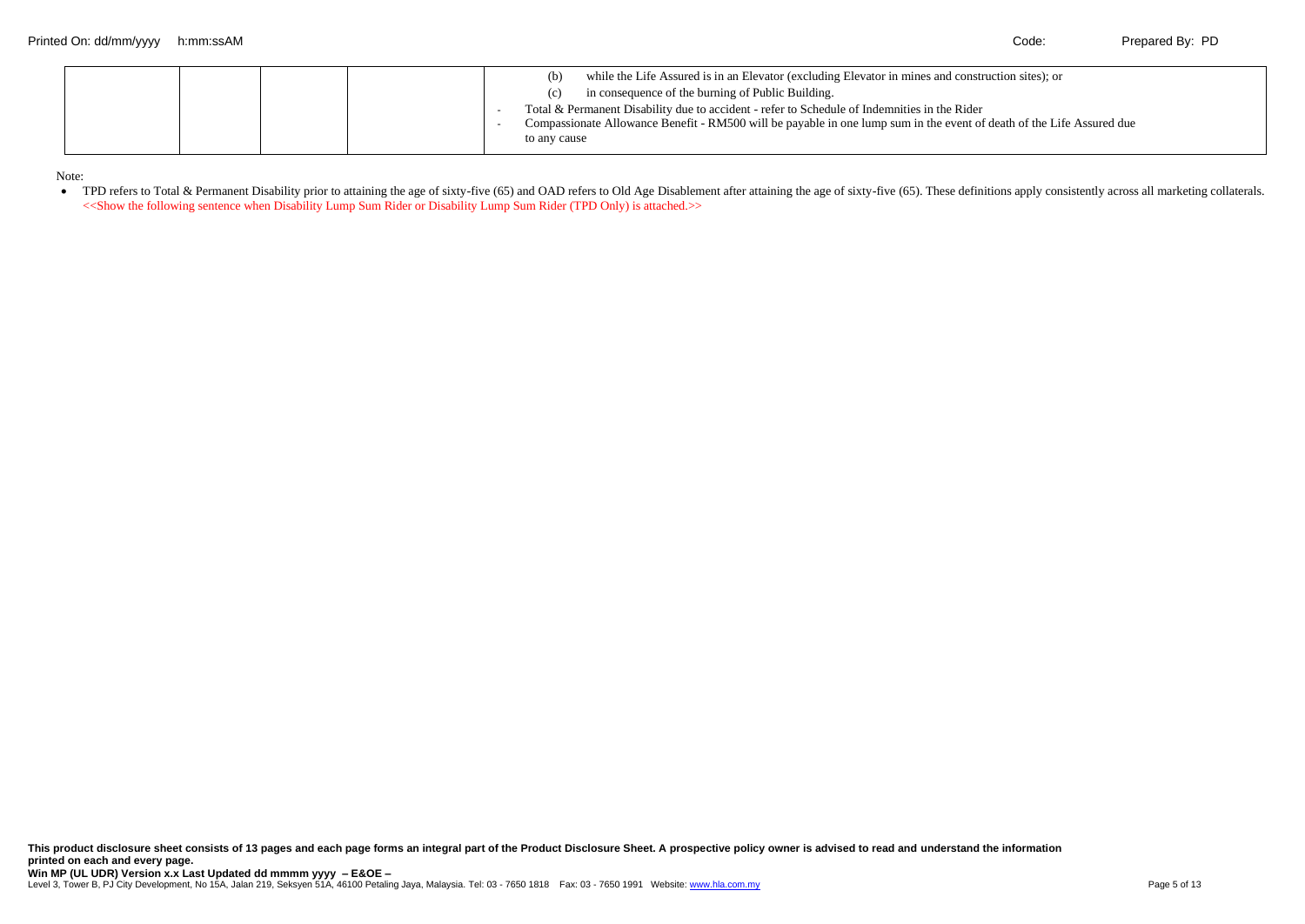| | | | |
|---|---|---|---|
| | | | (b) while the Life Assured is in an Elevator (excluding Elevator in mines and construction sites); or<br>(c) in consequence of the burning of Public Building.<br>- Total & Permanent Disability due to accident - refer to Schedule of Indemnities in the Rider<br>- Compassionate Allowance Benefit - RM500 will be payable in one lump sum in the event of death of the Life Assured due to any cause |

Note:

- TPD refers to Total & Permanent Disability prior to attaining the age of sixty-five (65) and OAD refers to Old Age Disablement after attaining the age of sixty-five (65). These definitions apply consistently across all marketing collaterals.
  <<Show the following sentence when Disability Lump Sum Rider or Disability Lump Sum Rider (TPD Only) is attached.>>

**This product disclosure sheet consists of 13 pages and each page forms an integral part of the Product Disclosure Sheet. A prospective policy owner is advised to read and understand the information printed on each and every page.**

**Win MP (UL UDR) Version x.x Last Updated dd mmmm yyyy – E&OE –**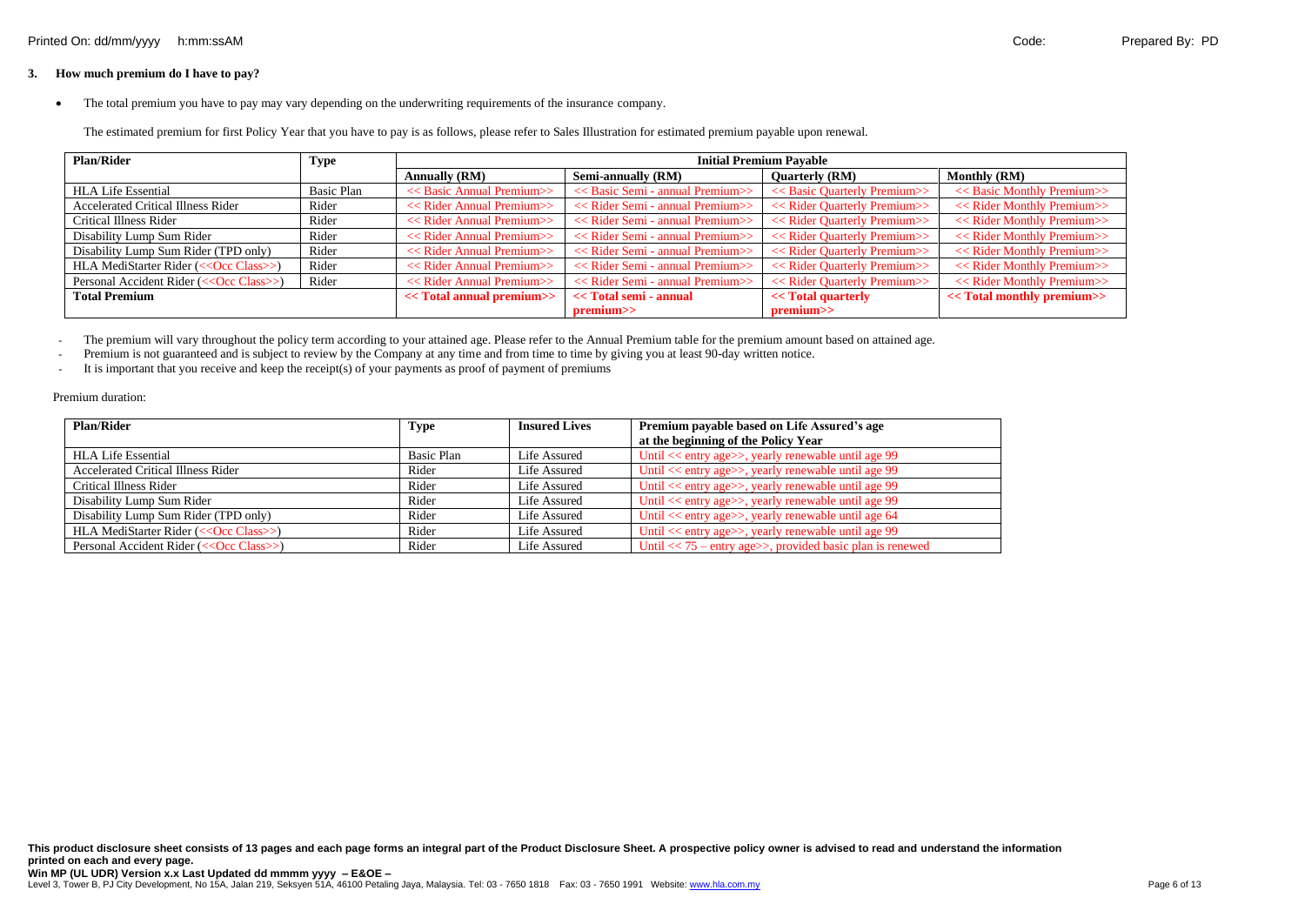## 3. How much premium do I have to pay?

- The total premium you have to pay may vary depending on the underwriting requirements of the insurance company.

  The estimated premium for first Policy Year that you have to pay is as follows, please refer to Sales Illustration for estimated premium payable upon renewal.

| Plan/Rider | Type | Initial Premium Payable | | | |
|---|---|---|---|---|---|
| | | Annually (RM) | Semi-annually (RM) | Quarterly (RM) | Monthly (RM) |
| HLA Life Essential | Basic Plan | << Basic Annual Premium>> | << Basic Semi - annual Premium>> | << Basic Quarterly Premium>> | << Basic Monthly Premium>> |
| Accelerated Critical Illness Rider | Rider | << Rider Annual Premium>> | << Rider Semi - annual Premium>> | << Rider Quarterly Premium>> | << Rider Monthly Premium>> |
| Critical Illness Rider | Rider | << Rider Annual Premium>> | << Rider Semi - annual Premium>> | << Rider Quarterly Premium>> | << Rider Monthly Premium>> |
| Disability Lump Sum Rider | Rider | << Rider Annual Premium>> | << Rider Semi - annual Premium>> | << Rider Quarterly Premium>> | << Rider Monthly Premium>> |
| Disability Lump Sum Rider (TPD only) | Rider | << Rider Annual Premium>> | << Rider Semi - annual Premium>> | << Rider Quarterly Premium>> | << Rider Monthly Premium>> |
| HLA MediStarter Rider (<<Occ Class>>) | Rider | << Rider Annual Premium>> | << Rider Semi - annual Premium>> | << Rider Quarterly Premium>> | << Rider Monthly Premium>> |
| Personal Accident Rider (<<Occ Class>>) | Rider | << Rider Annual Premium>> | << Rider Semi - annual Premium>> | << Rider Quarterly Premium>> | << Rider Monthly Premium>> |
| **Total Premium** | | **<< Total annual premium>>** | **<< Total semi - annual premium>>** | **<< Total quarterly premium>>** | **<< Total monthly premium>>** |

- The premium will vary throughout the policy term according to your attained age. Please refer to the Annual Premium table for the premium amount based on attained age.
- Premium is not guaranteed and is subject to review by the Company at any time and from time to time by giving you at least 90-day written notice.
- It is important that you receive and keep the receipt(s) of your payments as proof of payment of premiums

Premium duration:

| Plan/Rider | Type | Insured Lives | Premium payable based on Life Assured's age at the beginning of the Policy Year |
|---|---|---|---|
| HLA Life Essential | Basic Plan | Life Assured | Until << entry age>>, yearly renewable until age 99 |
| Accelerated Critical Illness Rider | Rider | Life Assured | Until << entry age>>, yearly renewable until age 99 |
| Critical Illness Rider | Rider | Life Assured | Until << entry age>>, yearly renewable until age 99 |
| Disability Lump Sum Rider | Rider | Life Assured | Until << entry age>>, yearly renewable until age 99 |
| Disability Lump Sum Rider (TPD only) | Rider | Life Assured | Until << entry age>>, yearly renewable until age 64 |
| HLA MediStarter Rider (<<Occ Class>>) | Rider | Life Assured | Until << entry age>>, yearly renewable until age 99 |
| Personal Accident Rider (<<Occ Class>>) | Rider | Life Assured | Until << 75 – entry age>>, provided basic plan is renewed |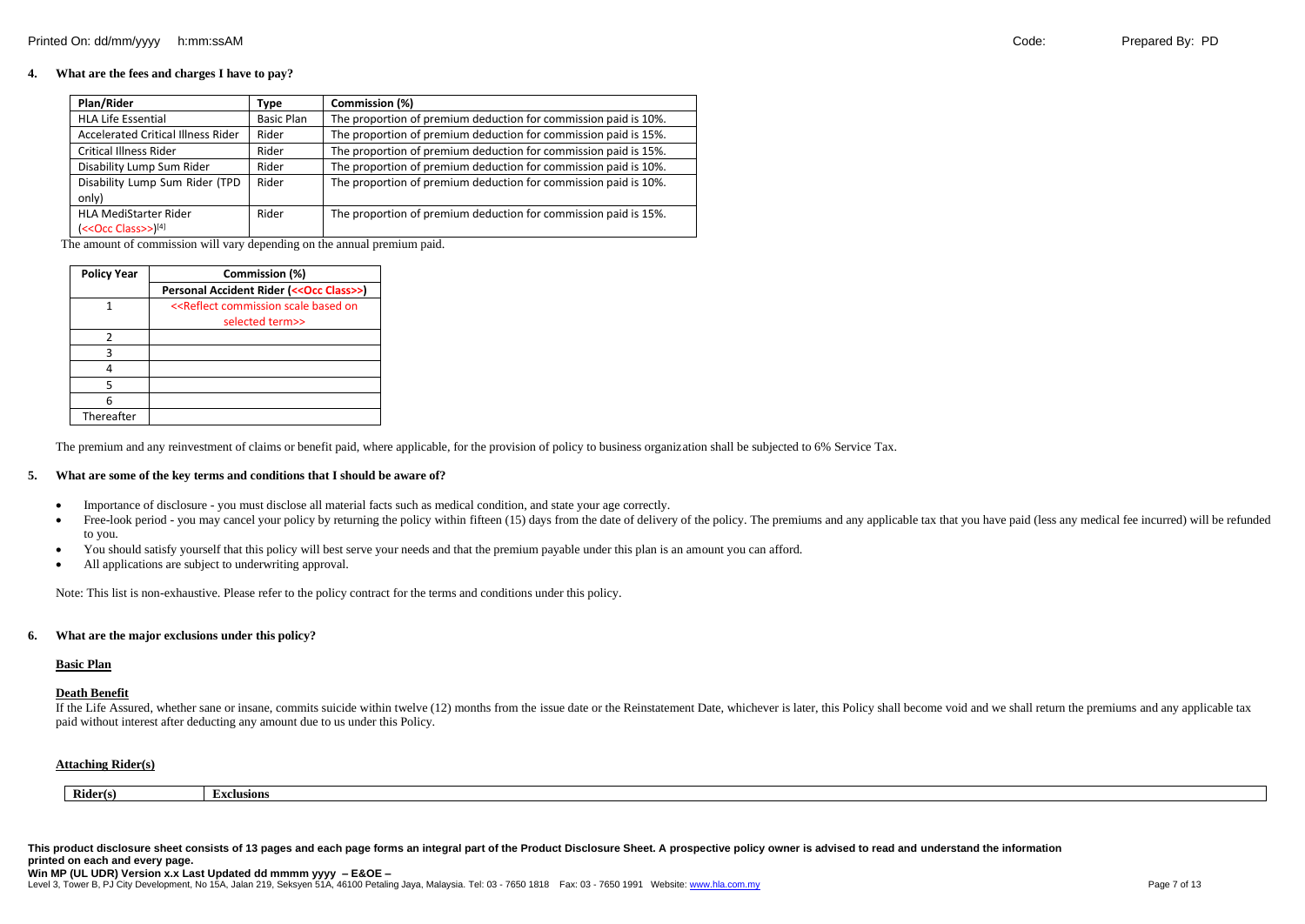**4. What are the fees and charges I have to pay?**

| Plan/Rider | Type | Commission (%) |
|---|---|---|
| HLA Life Essential | Basic Plan | The proportion of premium deduction for commission paid is 10%. |
| Accelerated Critical Illness Rider | Rider | The proportion of premium deduction for commission paid is 15%. |
| Critical Illness Rider | Rider | The proportion of premium deduction for commission paid is 15%. |
| Disability Lump Sum Rider | Rider | The proportion of premium deduction for commission paid is 10%. |
| Disability Lump Sum Rider (TPD only) | Rider | The proportion of premium deduction for commission paid is 10%. |
| HLA MediStarter Rider (<<Occ Class>>)[4] | Rider | The proportion of premium deduction for commission paid is 15%. |

The amount of commission will vary depending on the annual premium paid.

| Policy Year | Commission (%) |
|---|---|
| | **Personal Accident Rider (<<Occ Class>>)** |
| 1 | <<Reflect commission scale based on selected term>> |
| 2 | |
| 3 | |
| 4 | |
| 5 | |
| 6 | |
| Thereafter | |

The premium and any reinvestment of claims or benefit paid, where applicable, for the provision of policy to business organization shall be subjected to 6% Service Tax.

**5. What are some of the key terms and conditions that I should be aware of?**

- Importance of disclosure - you must disclose all material facts such as medical condition, and state your age correctly.
- Free-look period - you may cancel your policy by returning the policy within fifteen (15) days from the date of delivery of the policy. The premiums and any applicable tax that you have paid (less any medical fee incurred) will be refunded to you.
- You should satisfy yourself that this policy will best serve your needs and that the premium payable under this plan is an amount you can afford.
- All applications are subject to underwriting approval.

Note: This list is non-exhaustive. Please refer to the policy contract for the terms and conditions under this policy.

**6. What are the major exclusions under this policy?**

**Basic Plan**

**Death Benefit**

If the Life Assured, whether sane or insane, commits suicide within twelve (12) months from the issue date or the Reinstatement Date, whichever is later, this Policy shall become void and we shall return the premiums and any applicable tax paid without interest after deducting any amount due to us under this Policy.

**Attaching Rider(s)**

| Rider(s) | Exclusions |
|---|---|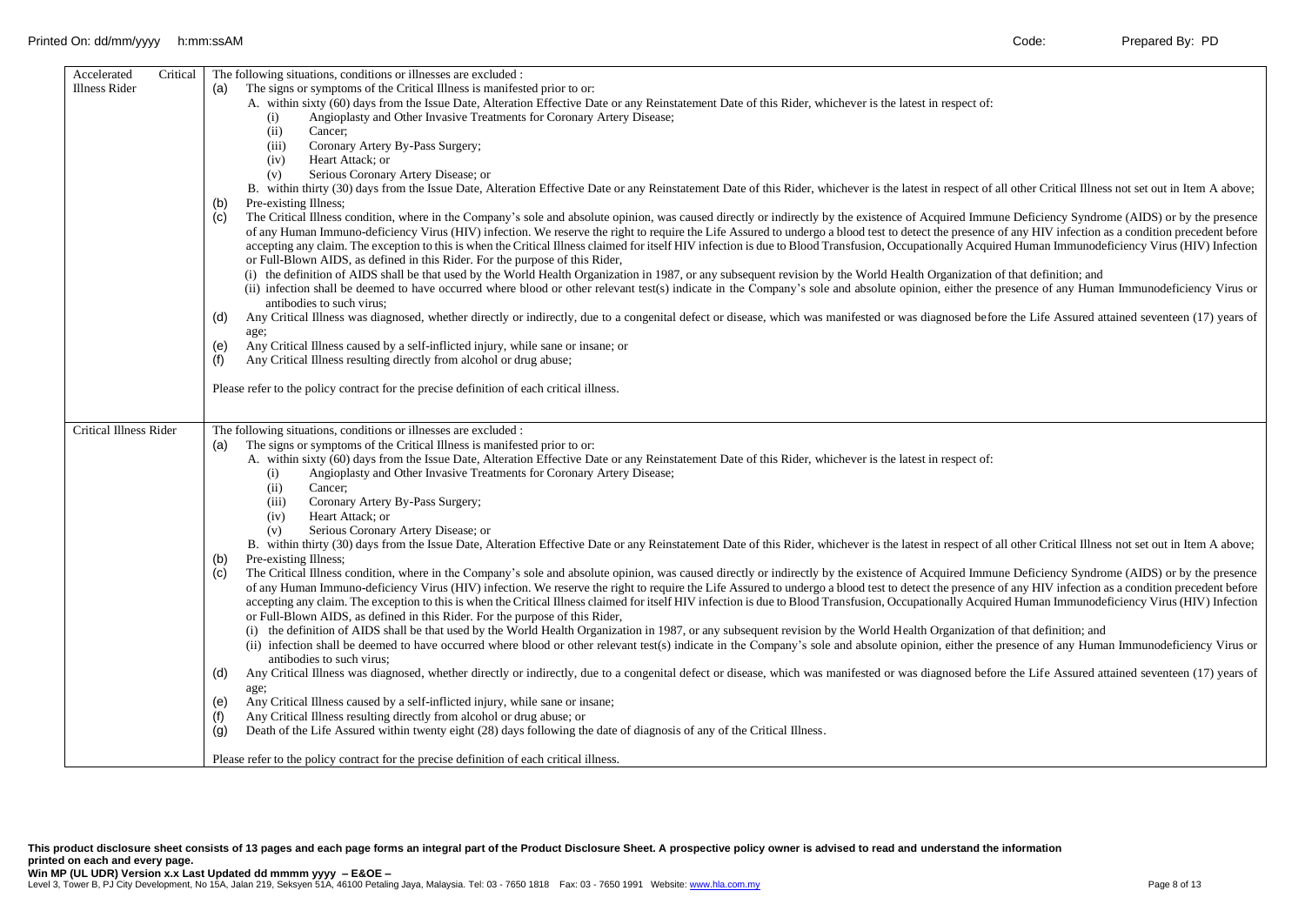| Accelerated Critical Illness Rider | The following situations, conditions or illnesses are excluded :<br>(a) The signs or symptoms of the Critical Illness is manifested prior to or:<br>A. within sixty (60) days from the Issue Date, Alteration Effective Date or any Reinstatement Date of this Rider, whichever is the latest in respect of:<br>(i) Angioplasty and Other Invasive Treatments for Coronary Artery Disease;<br>(ii) Cancer;<br>(iii) Coronary Artery By-Pass Surgery;<br>(iv) Heart Attack; or<br>(v) Serious Coronary Artery Disease; or<br>B. within thirty (30) days from the Issue Date, Alteration Effective Date or any Reinstatement Date of this Rider, whichever is the latest in respect of all other Critical Illness not set out in Item A above;<br>(b) Pre-existing Illness;<br>(c) The Critical Illness condition, where in the Company's sole and absolute opinion, was caused directly or indirectly by the existence of Acquired Immune Deficiency Syndrome (AIDS) or by the presence of any Human Immuno-deficiency Virus (HIV) infection. We reserve the right to require the Life Assured to undergo a blood test to detect the presence of any HIV infection as a condition precedent before accepting any claim. The exception to this is when the Critical Illness claimed for itself HIV infection is due to Blood Transfusion, Occupationally Acquired Human Immunodeficiency Virus (HIV) Infection or Full-Blown AIDS, as defined in this Rider. For the purpose of this Rider,<br>(i) the definition of AIDS shall be that used by the World Health Organization in 1987, or any subsequent revision by the World Health Organization of that definition; and<br>(ii) infection shall be deemed to have occurred where blood or other relevant test(s) indicate in the Company's sole and absolute opinion, either the presence of any Human Immunodeficiency Virus or antibodies to such virus;<br>(d) Any Critical Illness was diagnosed, whether directly or indirectly, due to a congenital defect or disease, which was manifested or was diagnosed before the Life Assured attained seventeen (17) years of age;<br>(e) Any Critical Illness caused by a self-inflicted injury, while sane or insane; or<br>(f) Any Critical Illness resulting directly from alcohol or drug abuse;<br><br>Please refer to the policy contract for the precise definition of each critical illness. |
|---|---|
| Critical Illness Rider | The following situations, conditions or illnesses are excluded :<br>(a) The signs or symptoms of the Critical Illness is manifested prior to or:<br>A. within sixty (60) days from the Issue Date, Alteration Effective Date or any Reinstatement Date of this Rider, whichever is the latest in respect of:<br>(i) Angioplasty and Other Invasive Treatments for Coronary Artery Disease;<br>(ii) Cancer;<br>(iii) Coronary Artery By-Pass Surgery;<br>(iv) Heart Attack; or<br>(v) Serious Coronary Artery Disease; or<br>B. within thirty (30) days from the Issue Date, Alteration Effective Date or any Reinstatement Date of this Rider, whichever is the latest in respect of all other Critical Illness not set out in Item A above;<br>(b) Pre-existing Illness;<br>(c) The Critical Illness condition, where in the Company's sole and absolute opinion, was caused directly or indirectly by the existence of Acquired Immune Deficiency Syndrome (AIDS) or by the presence of any Human Immuno-deficiency Virus (HIV) infection. We reserve the right to require the Life Assured to undergo a blood test to detect the presence of any HIV infection as a condition precedent before accepting any claim. The exception to this is when the Critical Illness claimed for itself HIV infection is due to Blood Transfusion, Occupationally Acquired Human Immunodeficiency Virus (HIV) Infection or Full-Blown AIDS, as defined in this Rider. For the purpose of this Rider,<br>(i) the definition of AIDS shall be that used by the World Health Organization in 1987, or any subsequent revision by the World Health Organization of that definition; and<br>(ii) infection shall be deemed to have occurred where blood or other relevant test(s) indicate in the Company's sole and absolute opinion, either the presence of any Human Immunodeficiency Virus or antibodies to such virus;<br>(d) Any Critical Illness was diagnosed, whether directly or indirectly, due to a congenital defect or disease, which was manifested or was diagnosed before the Life Assured attained seventeen (17) years of age;<br>(e) Any Critical Illness caused by a self-inflicted injury, while sane or insane;<br>(f) Any Critical Illness resulting directly from alcohol or drug abuse; or<br>(g) Death of the Life Assured within twenty eight (28) days following the date of diagnosis of any of the Critical Illness.<br><br>Please refer to the policy contract for the precise definition of each critical illness. |

**This product disclosure sheet consists of 13 pages and each page forms an integral part of the Product Disclosure Sheet. A prospective policy owner is advised to read and understand the information printed on each and every page.**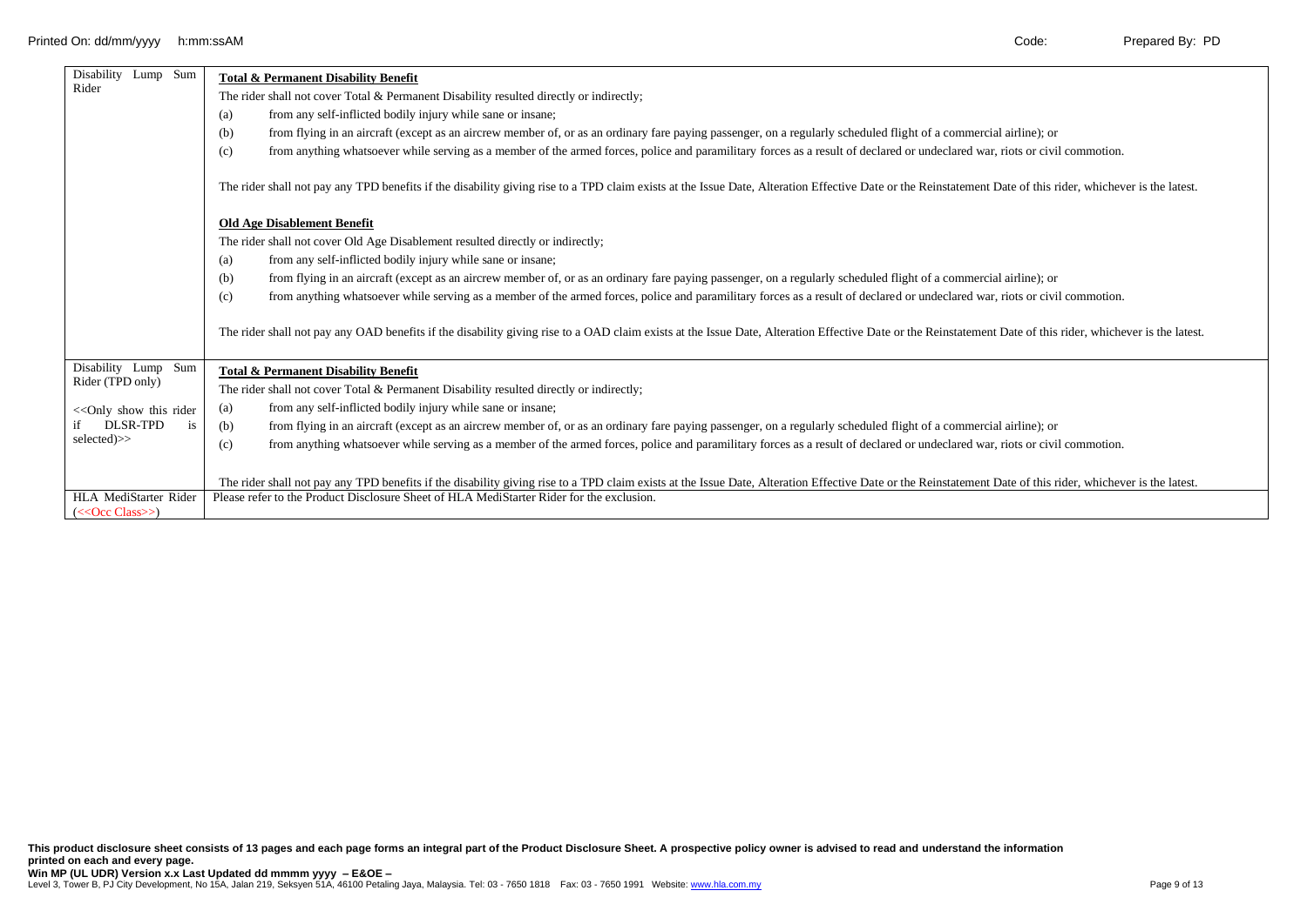| | |
|---|---|
| Disability Lump Sum Rider | **Total & Permanent Disability Benefit**<br>The rider shall not cover Total & Permanent Disability resulted directly or indirectly;<br>(a) from any self-inflicted bodily injury while sane or insane;<br>(b) from flying in an aircraft (except as an aircrew member of, or as an ordinary fare paying passenger, on a regularly scheduled flight of a commercial airline); or<br>(c) from anything whatsoever while serving as a member of the armed forces, police and paramilitary forces as a result of declared or undeclared war, riots or civil commotion.<br><br>The rider shall not pay any TPD benefits if the disability giving rise to a TPD claim exists at the Issue Date, Alteration Effective Date or the Reinstatement Date of this rider, whichever is the latest.<br><br>**Old Age Disablement Benefit**<br>The rider shall not cover Old Age Disablement resulted directly or indirectly;<br>(a) from any self-inflicted bodily injury while sane or insane;<br>(b) from flying in an aircraft (except as an aircrew member of, or as an ordinary fare paying passenger, on a regularly scheduled flight of a commercial airline); or<br>(c) from anything whatsoever while serving as a member of the armed forces, police and paramilitary forces as a result of declared or undeclared war, riots or civil commotion.<br><br>The rider shall not pay any OAD benefits if the disability giving rise to a OAD claim exists at the Issue Date, Alteration Effective Date or the Reinstatement Date of this rider, whichever is the latest. |
| Disability Lump Sum Rider (TPD only)<br><br><<Only show this rider if DLSR-TPD is selected>> | **Total & Permanent Disability Benefit**<br>The rider shall not cover Total & Permanent Disability resulted directly or indirectly;<br>(a) from any self-inflicted bodily injury while sane or insane;<br>(b) from flying in an aircraft (except as an aircrew member of, or as an ordinary fare paying passenger, on a regularly scheduled flight of a commercial airline); or<br>(c) from anything whatsoever while serving as a member of the armed forces, police and paramilitary forces as a result of declared or undeclared war, riots or civil commotion.<br><br>The rider shall not pay any TPD benefits if the disability giving rise to a TPD claim exists at the Issue Date, Alteration Effective Date or the Reinstatement Date of this rider, whichever is the latest. |
| HLA MediStarter Rider (<<Occ Class>>) | Please refer to the Product Disclosure Sheet of HLA MediStarter Rider for the exclusion. |

**This product disclosure sheet consists of 13 pages and each page forms an integral part of the Product Disclosure Sheet. A prospective policy owner is advised to read and understand the information printed on each and every page.**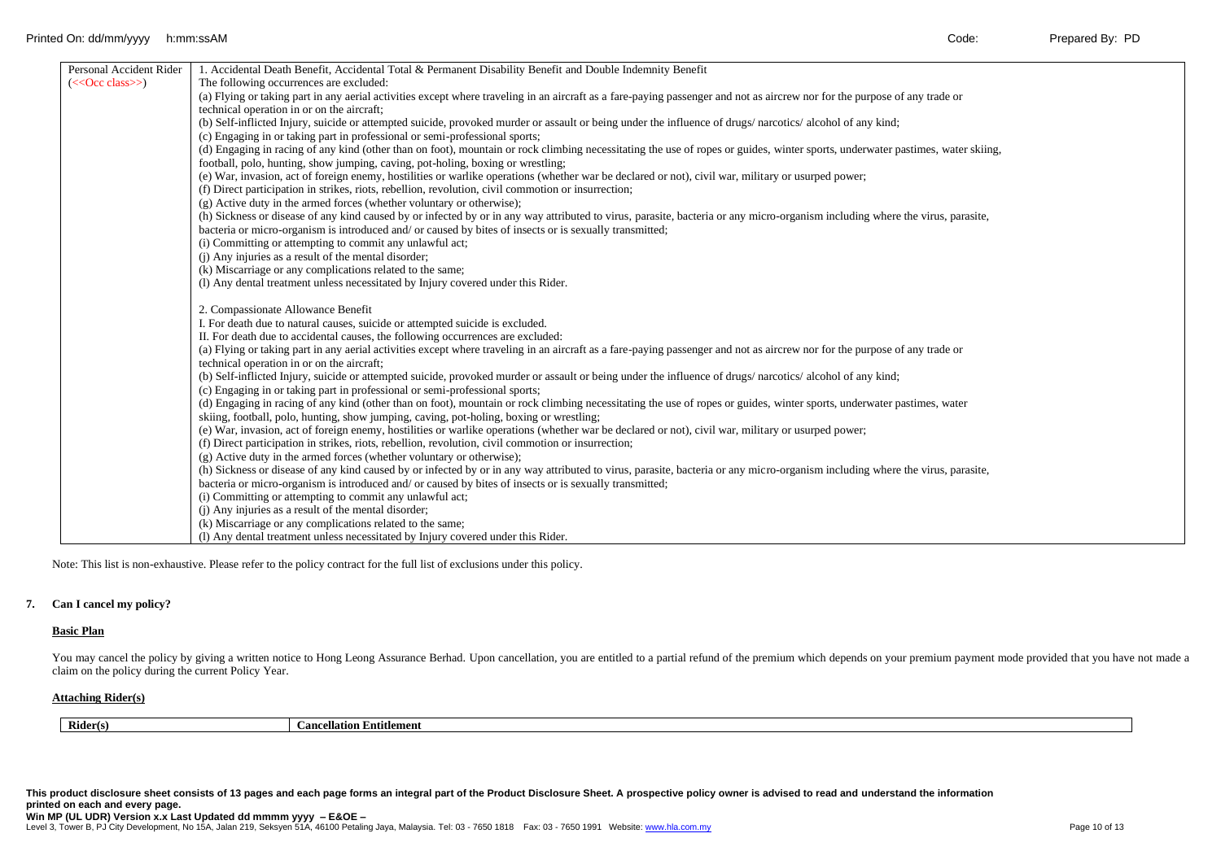| Personal Accident Rider (<<Occ class>>) | 1. Accidental Death Benefit, Accidental Total & Permanent Disability Benefit and Double Indemnity Benefit<br>The following occurrences are excluded:<br>(a) Flying or taking part in any aerial activities except where traveling in an aircraft as a fare-paying passenger and not as aircrew nor for the purpose of any trade or technical operation in or on the aircraft;<br>(b) Self-inflicted Injury, suicide or attempted suicide, provoked murder or assault or being under the influence of drugs/ narcotics/ alcohol of any kind;<br>(c) Engaging in or taking part in professional or semi-professional sports;<br>(d) Engaging in racing of any kind (other than on foot), mountain or rock climbing necessitating the use of ropes or guides, winter sports, underwater pastimes, water skiing, football, polo, hunting, show jumping, caving, pot-holing, boxing or wrestling;<br>(e) War, invasion, act of foreign enemy, hostilities or warlike operations (whether war be declared or not), civil war, military or usurped power;<br>(f) Direct participation in strikes, riots, rebellion, revolution, civil commotion or insurrection;<br>(g) Active duty in the armed forces (whether voluntary or otherwise);<br>(h) Sickness or disease of any kind caused by or infected by or in any way attributed to virus, parasite, bacteria or any micro-organism including where the virus, parasite, bacteria or micro-organism is introduced and/ or caused by bites of insects or is sexually transmitted;<br>(i) Committing or attempting to commit any unlawful act;<br>(j) Any injuries as a result of the mental disorder;<br>(k) Miscarriage or any complications related to the same;<br>(l) Any dental treatment unless necessitated by Injury covered under this Rider.<br><br>2. Compassionate Allowance Benefit<br>I. For death due to natural causes, suicide or attempted suicide is excluded.<br>II. For death due to accidental causes, the following occurrences are excluded:<br>(a) Flying or taking part in any aerial activities except where traveling in an aircraft as a fare-paying passenger and not as aircrew nor for the purpose of any trade or technical operation in or on the aircraft;<br>(b) Self-inflicted Injury, suicide or attempted suicide, provoked murder or assault or being under the influence of drugs/ narcotics/ alcohol of any kind;<br>(c) Engaging in or taking part in professional or semi-professional sports;<br>(d) Engaging in racing of any kind (other than on foot), mountain or rock climbing necessitating the use of ropes or guides, winter sports, underwater pastimes, water skiing, football, polo, hunting, show jumping, caving, pot-holing, boxing or wrestling;<br>(e) War, invasion, act of foreign enemy, hostilities or warlike operations (whether war be declared or not), civil war, military or usurped power;<br>(f) Direct participation in strikes, riots, rebellion, revolution, civil commotion or insurrection;<br>(g) Active duty in the armed forces (whether voluntary or otherwise);<br>(h) Sickness or disease of any kind caused by or infected by or in any way attributed to virus, parasite, bacteria or any micro-organism including where the virus, parasite, bacteria or micro-organism is introduced and/ or caused by bites of insects or is sexually transmitted;<br>(i) Committing or attempting to commit any unlawful act;<br>(j) Any injuries as a result of the mental disorder;<br>(k) Miscarriage or any complications related to the same;<br>(l) Any dental treatment unless necessitated by Injury covered under this Rider. |
|---|---|

Note: This list is non-exhaustive. Please refer to the policy contract for the full list of exclusions under this policy.

## 7. Can I cancel my policy?

**Basic Plan**

You may cancel the policy by giving a written notice to Hong Leong Assurance Berhad. Upon cancellation, you are entitled to a partial refund of the premium which depends on your premium payment mode provided that you have not made a claim on the policy during the current Policy Year.

**Attaching Rider(s)**

| Rider(s) | Cancellation Entitlement |
|---|---|

**This product disclosure sheet consists of 13 pages and each page forms an integral part of the Product Disclosure Sheet. A prospective policy owner is advised to read and understand the information printed on each and every page.**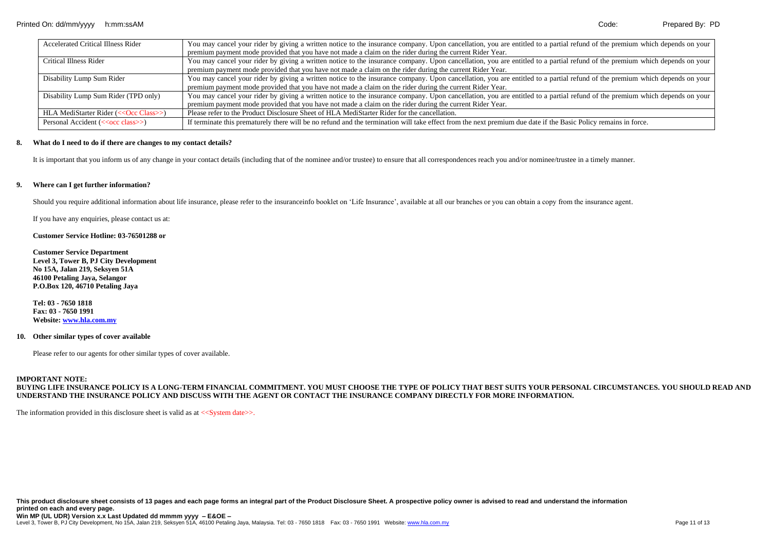| Accelerated Critical Illness Rider | You may cancel your rider by giving a written notice to the insurance company. Upon cancellation, you are entitled to a partial refund of the premium which depends on your premium payment mode provided that you have not made a claim on the rider during the current Rider Year. |
|---|---|
| Critical Illness Rider | You may cancel your rider by giving a written notice to the insurance company. Upon cancellation, you are entitled to a partial refund of the premium which depends on your premium payment mode provided that you have not made a claim on the rider during the current Rider Year. |
| Disability Lump Sum Rider | You may cancel your rider by giving a written notice to the insurance company. Upon cancellation, you are entitled to a partial refund of the premium which depends on your premium payment mode provided that you have not made a claim on the rider during the current Rider Year. |
| Disability Lump Sum Rider (TPD only) | You may cancel your rider by giving a written notice to the insurance company. Upon cancellation, you are entitled to a partial refund of the premium which depends on your premium payment mode provided that you have not made a claim on the rider during the current Rider Year. |
| HLA MediStarter Rider (<<Occ Class>>) | Please refer to the Product Disclosure Sheet of HLA MediStarter Rider for the cancellation. |
| Personal Accident (<<occ class>>) | If terminate this prematurely there will be no refund and the termination will take effect from the next premium due date if the Basic Policy remains in force. |

**8. What do I need to do if there are changes to my contact details?**

It is important that you inform us of any change in your contact details (including that of the nominee and/or trustee) to ensure that all correspondences reach you and/or nominee/trustee in a timely manner.

**9. Where can I get further information?**

Should you require additional information about life insurance, please refer to the insuranceinfo booklet on 'Life Insurance', available at all our branches or you can obtain a copy from the insurance agent.

If you have any enquiries, please contact us at:

**Customer Service Hotline: 03-76501288 or**

**Customer Service Department**
**Level 3, Tower B, PJ City Development**
**No 15A, Jalan 219, Seksyen 51A**
**46100 Petaling Jaya, Selangor**
**P.O.Box 120, 46710 Petaling Jaya**

**Tel: 03 - 7650 1818**
**Fax: 03 - 7650 1991**
**Website: www.hla.com.my**

**10. Other similar types of cover available**

Please refer to our agents for other similar types of cover available.

**IMPORTANT NOTE:**
**BUYING LIFE INSURANCE POLICY IS A LONG-TERM FINANCIAL COMMITMENT. YOU MUST CHOOSE THE TYPE OF POLICY THAT BEST SUITS YOUR PERSONAL CIRCUMSTANCES. YOU SHOULD READ AND UNDERSTAND THE INSURANCE POLICY AND DISCUSS WITH THE AGENT OR CONTACT THE INSURANCE COMPANY DIRECTLY FOR MORE INFORMATION.**

The information provided in this disclosure sheet is valid as at <<System date>>.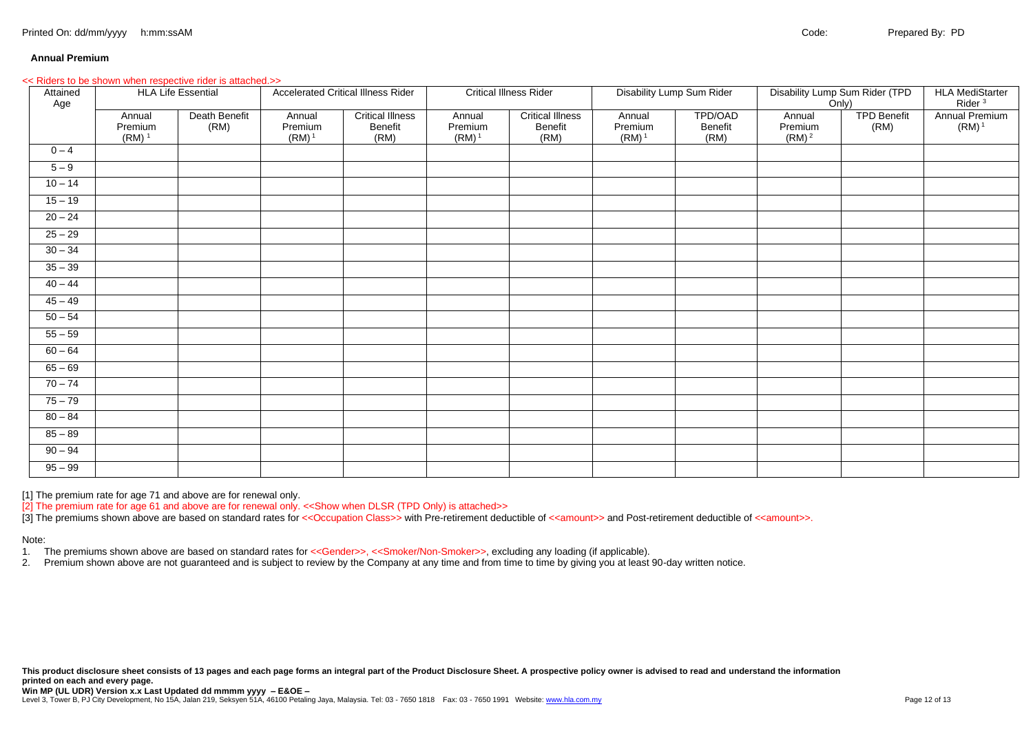**Annual Premium**

<< Riders to be shown when respective rider is attached.>>

| Attained Age | HLA Life Essential | | Accelerated Critical Illness Rider | | Critical Illness Rider | | Disability Lump Sum Rider | | Disability Lump Sum Rider (TPD Only) | | HLA MediStarter Rider [3] |
|---|---|---|---|---|---|---|---|---|---|---|---|
| | Annual Premium (RM) [1] | Death Benefit (RM) | Annual Premium (RM) [1] | Critical Illness Benefit (RM) | Annual Premium (RM) [1] | Critical Illness Benefit (RM) | Annual Premium (RM) [1] | TPD/OAD Benefit (RM) | Annual Premium (RM) [2] | TPD Benefit (RM) | Annual Premium (RM) [1] |
| 0 – 4 | | | | | | | | | | | |
| 5 – 9 | | | | | | | | | | | |
| 10 – 14 | | | | | | | | | | | |
| 15 – 19 | | | | | | | | | | | |
| 20 – 24 | | | | | | | | | | | |
| 25 – 29 | | | | | | | | | | | |
| 30 – 34 | | | | | | | | | | | |
| 35 – 39 | | | | | | | | | | | |
| 40 – 44 | | | | | | | | | | | |
| 45 – 49 | | | | | | | | | | | |
| 50 – 54 | | | | | | | | | | | |
| 55 – 59 | | | | | | | | | | | |
| 60 – 64 | | | | | | | | | | | |
| 65 – 69 | | | | | | | | | | | |
| 70 – 74 | | | | | | | | | | | |
| 75 – 79 | | | | | | | | | | | |
| 80 – 84 | | | | | | | | | | | |
| 85 – 89 | | | | | | | | | | | |
| 90 – 94 | | | | | | | | | | | |
| 95 – 99 | | | | | | | | | | | |

[1] The premium rate for age 71 and above are for renewal only.

[2] The premium rate for age 61 and above are for renewal only. <<Show when DLSR (TPD Only) is attached>>

[3] The premiums shown above are based on standard rates for <<Occupation Class>> with Pre-retirement deductible of <<amount>> and Post-retirement deductible of <<amount>>.

Note:

1. The premiums shown above are based on standard rates for <<Gender>>, <<Smoker/Non-Smoker>>, excluding any loading (if applicable).
2. Premium shown above are not guaranteed and is subject to review by the Company at any time and from time to time by giving you at least 90-day written notice.

**This product disclosure sheet consists of 13 pages and each page forms an integral part of the Product Disclosure Sheet. A prospective policy owner is advised to read and understand the information printed on each and every page.**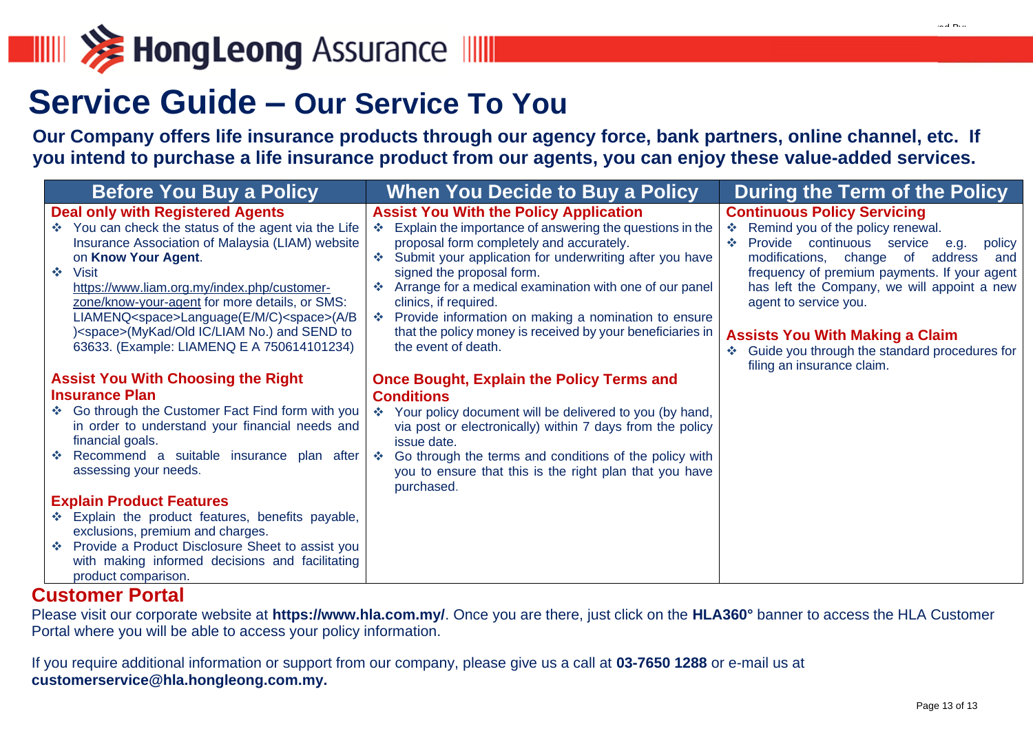# Service Guide – Our Service To You

**Our Company offers life insurance products through our agency force, bank partners, online channel, etc. If you intend to purchase a life insurance product from our agents, you can enjoy these value-added services.**

## Before You Buy a Policy

### Deal only with Registered Agents

- You can check the status of the agent via the Life Insurance Association of Malaysia (LIAM) website on **Know Your Agent**.
- Visit https://www.liam.org.my/index.php/customer-zone/know-your-agent for more details, or SMS: LIAMENQ<space>Language(E/M/C)<space>(A/B)<space>(MyKad/Old IC/LIAM No.) and SEND to 63633. (Example: LIAMENQ E A 750614101234)

### Assist You With Choosing the Right Insurance Plan

- Go through the Customer Fact Find form with you in order to understand your financial needs and financial goals.
- Recommend a suitable insurance plan after assessing your needs.

### Explain Product Features

- Explain the product features, benefits payable, exclusions, premium and charges.
- Provide a Product Disclosure Sheet to assist you with making informed decisions and facilitating product comparison.

## When You Decide to Buy a Policy

### Assist You With the Policy Application

- Explain the importance of answering the questions in the proposal form completely and accurately.
- Submit your application for underwriting after you have signed the proposal form.
- Arrange for a medical examination with one of our panel clinics, if required.
- Provide information on making a nomination to ensure that the policy money is received by your beneficiaries in the event of death.

### Once Bought, Explain the Policy Terms and Conditions

- Your policy document will be delivered to you (by hand, via post or electronically) within 7 days from the policy issue date.
- Go through the terms and conditions of the policy with you to ensure that this is the right plan that you have purchased.

## During the Term of the Policy

### Continuous Policy Servicing

- Remind you of the policy renewal.
- Provide continuous service e.g. policy modifications, change of address and frequency of premium payments. If your agent has left the Company, we will appoint a new agent to service you.

### Assists You With Making a Claim

- Guide you through the standard procedures for filing an insurance claim.

## Customer Portal

Please visit our corporate website at **https://www.hla.com.my/**. Once you are there, just click on the **HLA360°** banner to access the HLA Customer Portal where you will be able to access your policy information.

If you require additional information or support from our company, please give us a call at **03-7650 1288** or e-mail us at **customerservice@hla.hongleong.com.my.**